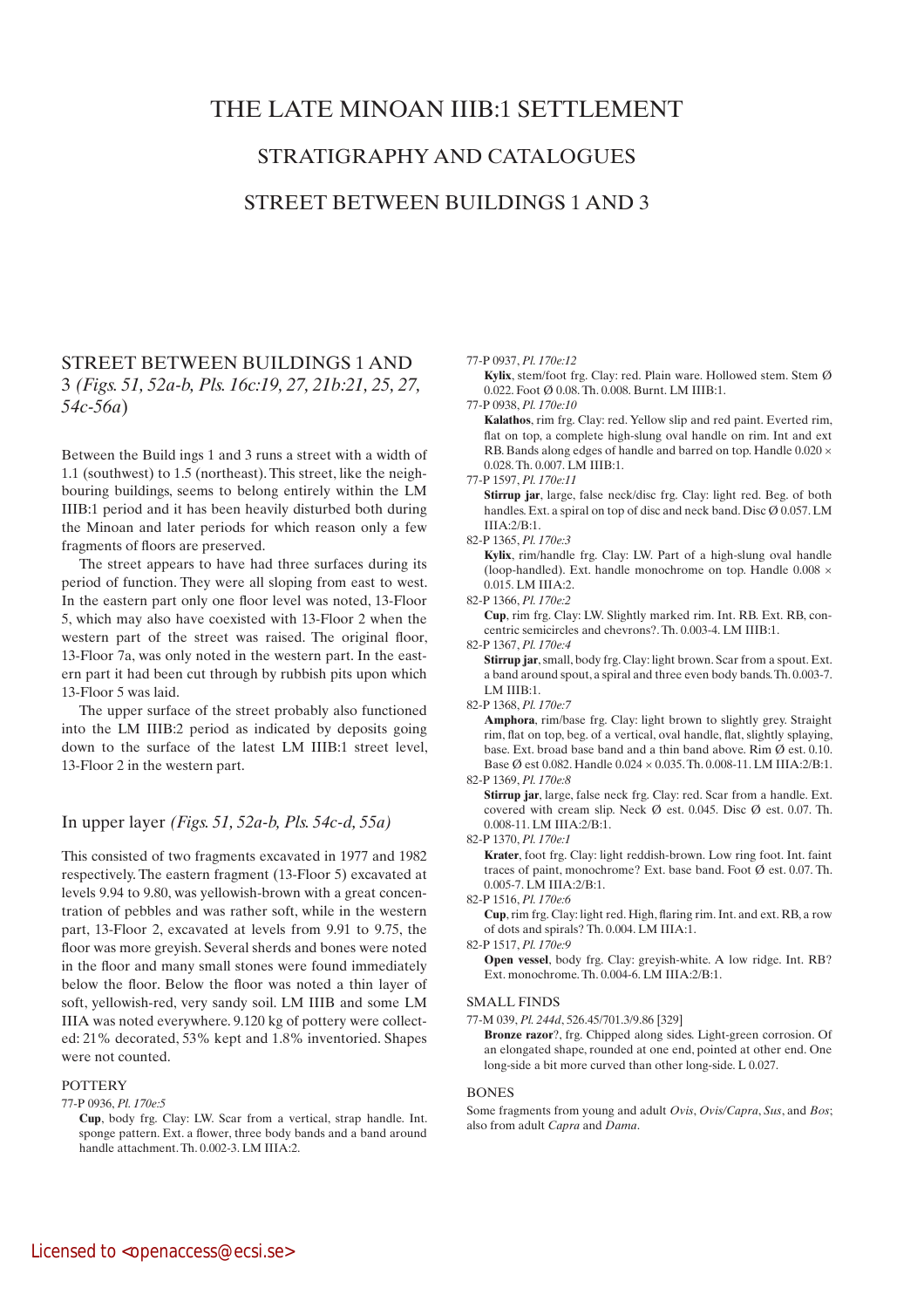# THE LATE MINOAN IIIB:1 SETTLEMENT

## STRATIGRAPHY AND CATALOGUES

## STREET BETWEEN BUILDINGS 1 AND 3

### STREET BETWEEN BUILDINGS 1 AND 3 *(Figs. 51, 52a-b, Pls. 16c:19, 27, 21b:21, 25, 27, 54c-56a)*

Between the Build ings 1 and 3 runs a street with a width of 1.1 (southwest) to 1.5 (northeast). This street, like the neighbouring buildings, seems to belong entirely within the LM IIIB:1 period and it has been heavily disturbed both during the Minoan and later periods for which reason only a few fragments of floors are preserved.

The street appears to have had three surfaces during its period of function. They were all sloping from east to west. In the eastern part only one floor level was noted, 13-Floor 5, which may also have coexisted with 13-Floor 2 when the western part of the street was raised. The original floor, 13-Floor 7a, was only noted in the western part. In the eastern part it had been cut through by rubbish pits upon which 13-Floor 5 was laid.

The upper surface of the street probably also functioned into the LM IIIB:2 period as indicated by deposits going down to the surface of the latest LM IIIB:1 street level, 13-Floor 2 in the western part.

### In upper layer *(Figs. 51, 52a-b, Pls. 54c-d, 55a)*

This consisted of two fragments excavated in 1977 and 1982 respectively. The eastern fragment (13-Floor 5) excavated at levels 9.94 to 9.80, was yellowish-brown with a great concentration of pebbles and was rather soft, while in the western part, 13-Floor 2, excavated at levels from 9.91 to 9.75, the floor was more greyish. Several sherds and bones were noted in the floor and many small stones were found immediately below the floor. Below the floor was noted a thin layer of soft, yellowish-red, very sandy soil. LM IIIB and some LM IIIA was noted everywhere. 9.120 kg of pottery were collected: 21% decorated, 53% kept and 1.8% inventoried. Shapes were not counted.

#### POTTERY

77-P 0936, *Pl. 170e:5*
**Cup**, body frg. Clay: LW. Scar from a vertical, strap handle. Int. sponge pattern. Ext. a flower, three body bands and a band around handle attachment. Th. 0.002-3. LM IIIA:2.

77-P 0937, *Pl. 170e:12*
**Kylix**, stem/foot frg. Clay: red. Plain ware. Hollowed stem. Stem Ø 0.022. Foot Ø 0.08. Th. 0.008. Burnt. LM IIIB:1.

77-P 0938, *Pl. 170e:10*
**Kalathos**, rim frg. Clay: red. Yellow slip and red paint. Everted rim, flat on top, a complete high-slung oval handle on rim. Int and ext RB. Bands along edges of handle and barred on top. Handle 0.020 × 0.028. Th. 0.007. LM IIIB:1.

77-P 1597, *Pl. 170e:11*
**Stirrup jar**, large, false neck/disc frg. Clay: light red. Beg. of both handles. Ext. a spiral on top of disc and neck band. Disc Ø 0.057. LM IIIA:2/B:1.

82-P 1365, *Pl. 170e:3*
**Kylix**, rim/handle frg. Clay: LW. Part of a high-slung oval handle (loop-handled). Ext. handle monochrome on top. Handle 0.008 × 0.015. LM IIIA:2.

82-P 1366, *Pl. 170e:2*
**Cup**, rim frg. Clay: LW. Slightly marked rim. Int. RB. Ext. RB, concentric semicircles and chevrons?. Th. 0.003-4. LM IIIB:1.

82-P 1367, *Pl. 170e:4*
**Stirrup jar**, small, body frg. Clay: light brown. Scar from a spout. Ext. a band around spout, a spiral and three even body bands. Th. 0.003-7. LM IIIB:1.

82-P 1368, *Pl. 170e:7*
**Amphora**, rim/base frg. Clay: light brown to slightly grey. Straight rim, flat on top, beg. of a vertical, oval handle, flat, slightly splaying, base. Ext. broad base band and a thin band above. Rim Ø est. 0.10. Base Ø est 0.082. Handle 0.024 × 0.035. Th. 0.008-11. LM IIIA:2/B:1.

82-P 1369, *Pl. 170e:8*
**Stirrup jar**, large, false neck frg. Clay: red. Scar from a handle. Ext. covered with cream slip. Neck Ø est. 0.045. Disc Ø est. 0.07. Th. 0.008-11. LM IIIA:2/B:1.

82-P 1370, *Pl. 170e:1*
**Krater**, foot frg. Clay: light reddish-brown. Low ring foot. Int. faint traces of paint, monochrome? Ext. base band. Foot Ø est. 0.07. Th. 0.005-7. LM IIIA:2/B:1.

82-P 1516, *Pl. 170e:6*
**Cup**, rim frg. Clay: light red. High, flaring rim. Int. and ext. RB, a row of dots and spirals? Th. 0.004. LM IIIA:1.

82-P 1517, *Pl. 170e:9*
**Open vessel**, body frg. Clay: greyish-white. A low ridge. Int. RB? Ext. monochrome. Th. 0.004-6. LM IIIA:2/B:1.

#### SMALL FINDS

77-M 039, *Pl. 244d*, 526.45/701.3/9.86 [329]
**Bronze razor**?, frg. Chipped along sides. Light-green corrosion. Of an elongated shape, rounded at one end, pointed at other end. One long-side a bit more curved than other long-side. L 0.027.

#### BONES

Some fragments from young and adult *Ovis*, *Ovis/Capra*, *Sus*, and *Bos*; also from adult *Capra* and *Dama*.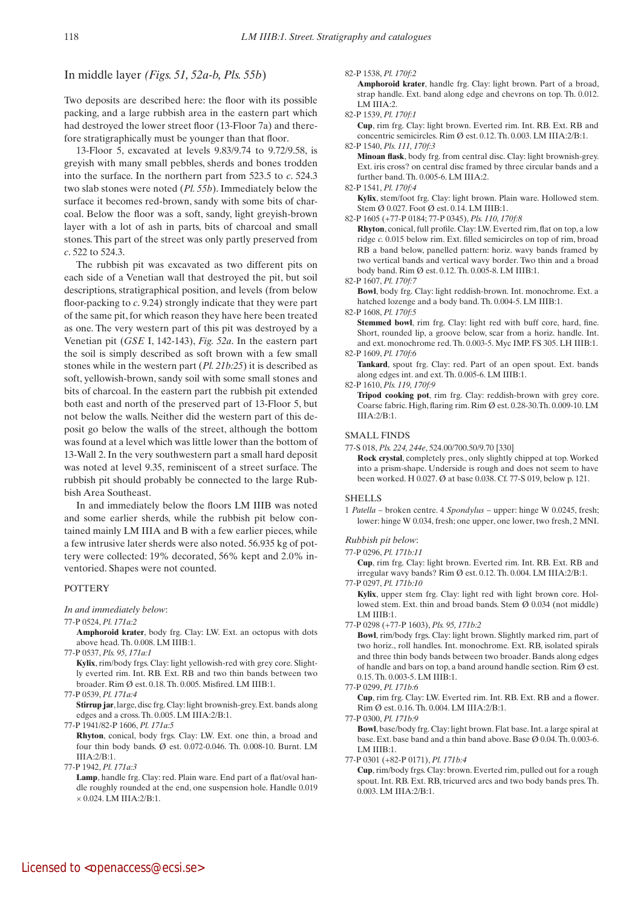## In middle layer *(Figs. 51, 52a-b, Pls. 55b)*

Two deposits are described here: the floor with its possible packing, and a large rubbish area in the eastern part which had destroyed the lower street floor (13-Floor 7a) and therefore stratigraphically must be younger than that floor.

13-Floor 5, excavated at levels 9.83/9.74 to 9.72/9.58, is greyish with many small pebbles, sherds and bones trodden into the surface. In the northern part from 523.5 to *c*. 524.3 two slab stones were noted (*Pl. 55b*). Immediately below the surface it becomes red-brown, sandy with some bits of charcoal. Below the floor was a soft, sandy, light greyish-brown layer with a lot of ash in parts, bits of charcoal and small stones. This part of the street was only partly preserved from *c*. 522 to 524.3.

The rubbish pit was excavated as two different pits on each side of a Venetian wall that destroyed the pit, but soil descriptions, stratigraphical position, and levels (from below floor-packing to *c*. 9.24) strongly indicate that they were part of the same pit, for which reason they have here been treated as one. The very western part of this pit was destroyed by a Venetian pit (*GSE* I, 142-143), *Fig. 52a*. In the eastern part the soil is simply described as soft brown with a few small stones while in the western part (*Pl. 21b:25*) it is described as soft, yellowish-brown, sandy soil with some small stones and bits of charcoal. In the eastern part the rubbish pit extended both east and north of the preserved part of 13-Floor 5, but not below the walls. Neither did the western part of this deposit go below the walls of the street, although the bottom was found at a level which was little lower than the bottom of 13-Wall 2. In the very southwestern part a small hard deposit was noted at level 9.35, reminiscent of a street surface. The rubbish pit should probably be connected to the large Rubbish Area Southeast.

In and immediately below the floors LM IIIB was noted and some earlier sherds, while the rubbish pit below contained mainly LM IIIA and B with a few earlier pieces, while a few intrusive later sherds were also noted. 56.935 kg of pottery were collected: 19% decorated, 56% kept and 2.0% inventoried. Shapes were not counted.

### POTTERY

*In and immediately below*:

77-P 0524, *Pl. 171a:2*
**Amphoroid krater**, body frg. Clay: LW. Ext. an octopus with dots above head. Th. 0.008. LM IIIB:1.

77-P 0537, *Pls. 95, 171a:1*
**Kylix**, rim/body frgs. Clay: light yellowish-red with grey core. Slightly everted rim. Int. RB. Ext. RB and two thin bands between two broader. Rim Ø est. 0.18. Th. 0.005. Misfired. LM IIIB:1.

77-P 0539, *Pl. 171a:4*
**Stirrup jar**, large, disc frg. Clay: light brownish-grey. Ext. bands along edges and a cross. Th. 0.005. LM IIIA:2/B:1.

77-P 1941/82-P 1606, *Pl. 171a:5*
**Rhyton**, conical, body frgs. Clay: LW. Ext. one thin, a broad and four thin body bands. Ø est. 0.072-0.046. Th. 0.008-10. Burnt. LM IIIA:2/B:1.

77-P 1942, *Pl. 171a:3*
**Lamp**, handle frg. Clay: red. Plain ware. End part of a flat/oval handle roughly rounded at the end, one suspension hole. Handle 0.019 × 0.024. LM IIIA:2/B:1.

82-P 1538, *Pl. 170f:2*
**Amphoroid krater**, handle frg. Clay: light brown. Part of a broad, strap handle. Ext. band along edge and chevrons on top. Th. 0.012. LM IIIA:2.

82-P 1539, *Pl. 170f:1*
**Cup**, rim frg. Clay: light brown. Everted rim. Int. RB. Ext. RB and concentric semicircles. Rim Ø est. 0.12. Th. 0.003. LM IIIA:2/B:1.

82-P 1540, *Pls. 111, 170f:3*
**Minoan flask**, body frg. from central disc. Clay: light brownish-grey. Ext. iris cross? on central disc framed by three circular bands and a further band. Th. 0.005-6. LM IIIA:2.

82-P 1541, *Pl. 170f:4*
**Kylix**, stem/foot frg. Clay: light brown. Plain ware. Hollowed stem. Stem Ø 0.027. Foot Ø est. 0.14. LM IIIB:1.

82-P 1605 (+77-P 0184; 77-P 0345), *Pls. 110, 170f:8*
**Rhyton**, conical, full profile. Clay: LW. Everted rim, flat on top, a low ridge *c*. 0.015 below rim. Ext. filled semicircles on top of rim, broad RB a band below, panelled pattern: horiz. wavy bands framed by two vertical bands and vertical wavy border. Two thin and a broad body band. Rim Ø est. 0.12. Th. 0.005-8. LM IIIB:1.

82-P 1607, *Pl. 170f:7*
**Bowl**, body frg. Clay: light reddish-brown. Int. monochrome. Ext. a hatched lozenge and a body band. Th. 0.004-5. LM IIIB:1.

82-P 1608, *Pl. 170f:5*
**Stemmed bowl**, rim frg. Clay: light red with buff core, hard, fine. Short, rounded lip, a groove below, scar from a horiz. handle. Int. and ext. monochrome red. Th. 0.003-5. Myc IMP. FS 305. LH IIIB:1.

82-P 1609, *Pl. 170f:6*
**Tankard**, spout frg. Clay: red. Part of an open spout. Ext. bands along edges int. and ext. Th. 0.005-6. LM IIIB:1.

82-P 1610, *Pls. 119, 170f:9*
**Tripod cooking pot**, rim frg. Clay: reddish-brown with grey core. Coarse fabric. High, flaring rim. Rim Ø est. 0.28-30. Th. 0.009-10. LM IIIA:2/B:1.

### SMALL FINDS

77-S 018, *Pls. 224, 244e*, 524.00/700.50/9.70 [330]
**Rock crystal**, completely pres., only slightly chipped at top. Worked into a prism-shape. Underside is rough and does not seem to have been worked. H 0.027. Ø at base 0.038. Cf. 77-S 019, below p. 121.

### SHELLS

1 *Patella* – broken centre. 4 *Spondylus* – upper: hinge W 0.0245, fresh; lower: hinge W 0.034, fresh; one upper, one lower, two fresh, 2 MNI.

*Rubbish pit below*:

77-P 0296, *Pl. 171b:11*
**Cup**, rim frg. Clay: light brown. Everted rim. Int. RB. Ext. RB and irregular wavy bands? Rim Ø est. 0.12. Th. 0.004. LM IIIA:2/B:1.

77-P 0297, *Pl. 171b:10*
**Kylix**, upper stem frg. Clay: light red with light brown core. Hollowed stem. Ext. thin and broad bands. Stem Ø 0.034 (not middle) LM IIIB:1.

77-P 0298 (+77-P 1603), *Pls. 95, 171b:2*
**Bowl**, rim/body frgs. Clay: light brown. Slightly marked rim, part of two horiz., roll handles. Int. monochrome. Ext. RB, isolated spirals and three thin body bands between two broader. Bands along edges of handle and bars on top, a band around handle section. Rim Ø est. 0.15. Th. 0.003-5. LM IIIB:1.

77-P 0299, *Pl. 171b:6*
**Cup**, rim frg. Clay: LW. Everted rim. Int. RB. Ext. RB and a flower. Rim Ø est. 0.16. Th. 0.004. LM IIIA:2/B:1.

77-P 0300, *Pl. 171b:9*
**Bowl**, base/body frg. Clay: light brown. Flat base. Int. a large spiral at base. Ext. base band and a thin band above. Base Ø 0.04. Th. 0.003-6. LM IIIB:1.

77-P 0301 (+82-P 0171), *Pl. 171b:4*
**Cup**, rim/body frgs. Clay: brown. Everted rim, pulled out for a rough spout. Int. RB. Ext. RB, tricurved arcs and two body bands pres. Th. 0.003. LM IIIA:2/B:1.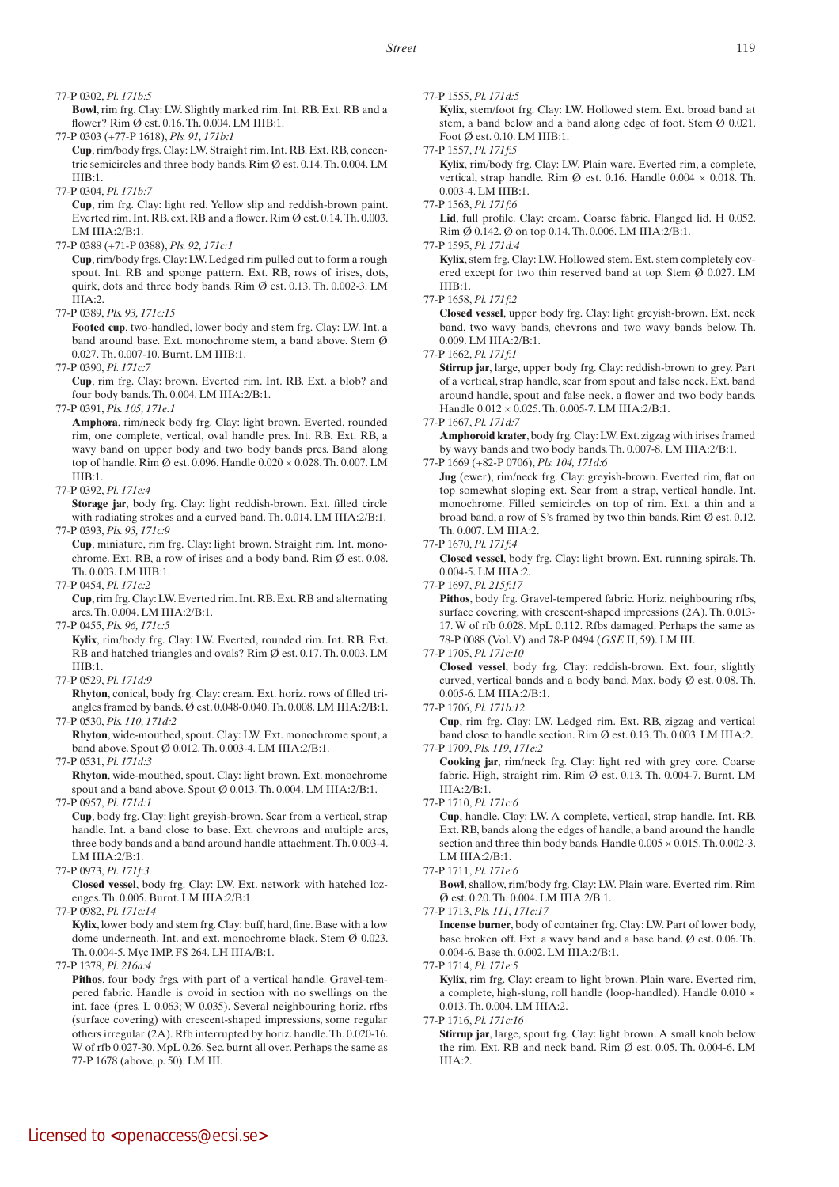77-P 0302, *Pl. 171b:5*

**Bowl**, rim frg. Clay: LW. Slightly marked rim. Int. RB. Ext. RB and a flower? Rim Ø est. 0.16. Th. 0.004. LM IIIB:1.

77-P 0303 (+77-P 1618), *Pls. 91, 171b:1*

**Cup**, rim/body frgs. Clay: LW. Straight rim. Int. RB. Ext. RB, concentric semicircles and three body bands. Rim Ø est. 0.14. Th. 0.004. LM IIIB:1.

77-P 0304, *Pl. 171b:7*

**Cup**, rim frg. Clay: light red. Yellow slip and reddish-brown paint. Everted rim. Int. RB. ext. RB and a flower. Rim Ø est. 0.14. Th. 0.003. LM IIIA:2/B:1.

77-P 0388 (+71-P 0388), *Pls. 92, 171c:1*

**Cup**, rim/body frgs. Clay: LW. Ledged rim pulled out to form a rough spout. Int. RB and sponge pattern. Ext. RB, rows of irises, dots, quirk, dots and three body bands. Rim Ø est. 0.13. Th. 0.002-3. LM IIIA:2.

77-P 0389, *Pls. 93, 171c:15*

**Footed cup**, two-handled, lower body and stem frg. Clay: LW. Int. a band around base. Ext. monochrome stem, a band above. Stem Ø 0.027. Th. 0.007-10. Burnt. LM IIIB:1.

77-P 0390, *Pl. 171c:7*

**Cup**, rim frg. Clay: brown. Everted rim. Int. RB. Ext. a blob? and four body bands. Th. 0.004. LM IIIA:2/B:1.

77-P 0391, *Pls. 105, 171e:1*

**Amphora**, rim/neck body frg. Clay: light brown. Everted, rounded rim, one complete, vertical, oval handle pres. Int. RB. Ext. RB, a wavy band on upper body and two body bands pres. Band along top of handle. Rim Ø est. 0.096. Handle 0.020 × 0.028. Th. 0.007. LM IIIB:1.

77-P 0392, *Pl. 171e:4*

**Storage jar**, body frg. Clay: light reddish-brown. Ext. filled circle with radiating strokes and a curved band. Th. 0.014. LM IIIA:2/B:1.

77-P 0393, *Pls. 93, 171c:9*

**Cup**, miniature, rim frg. Clay: light brown. Straight rim. Int. monochrome. Ext. RB, a row of irises and a body band. Rim Ø est. 0.08. Th. 0.003. LM IIIB:1.

77-P 0454, *Pl. 171c:2*

**Cup**, rim frg. Clay: LW. Everted rim. Int. RB. Ext. RB and alternating arcs. Th. 0.004. LM IIIA:2/B:1.

77-P 0455, *Pls. 96, 171c:5*

**Kylix**, rim/body frg. Clay: LW. Everted, rounded rim. Int. RB. Ext. RB and hatched triangles and ovals? Rim Ø est. 0.17. Th. 0.003. LM IIIB:1.

77-P 0529, *Pl. 171d:9*

**Rhyton**, conical, body frg. Clay: cream. Ext. horiz. rows of filled triangles framed by bands. Ø est. 0.048-0.040. Th. 0.008. LM IIIA:2/B:1.

77-P 0530, *Pls. 110, 171d:2*

**Rhyton**, wide-mouthed, spout. Clay: LW. Ext. monochrome spout, a band above. Spout Ø 0.012. Th. 0.003-4. LM IIIA:2/B:1.

77-P 0531, *Pl. 171d:3*

**Rhyton**, wide-mouthed, spout. Clay: light brown. Ext. monochrome spout and a band above. Spout Ø 0.013. Th. 0.004. LM IIIA:2/B:1.

77-P 0957, *Pl. 171d:1*

**Cup**, body frg. Clay: light greyish-brown. Scar from a vertical, strap handle. Int. a band close to base. Ext. chevrons and multiple arcs, three body bands and a band around handle attachment. Th. 0.003-4. LM IIIA:2/B:1.

77-P 0973, *Pl. 171f:3*

**Closed vessel**, body frg. Clay: LW. Ext. network with hatched lozenges. Th. 0.005. Burnt. LM IIIA:2/B:1.

77-P 0982, *Pl. 171c:14*

**Kylix**, lower body and stem frg. Clay: buff, hard, fine. Base with a low dome underneath. Int. and ext. monochrome black. Stem Ø 0.023. Th. 0.004-5. Myc IMP. FS 264. LH IIIA/B:1.

77-P 1378, *Pl. 216a:4*

**Pithos**, four body frgs. with part of a vertical handle. Gravel-tempered fabric. Handle is ovoid in section with no swellings on the int. face (pres. L 0.063; W 0.035). Several neighbouring horiz. rfbs (surface covering) with crescent-shaped impressions, some regular others irregular (2A). Rfb interrupted by horiz. handle. Th. 0.020-16. W of rfb 0.027-30. MpL 0.26. Sec. burnt all over. Perhaps the same as 77-P 1678 (above, p. 50). LM III.

77-P 1555, *Pl. 171d:5*

**Kylix**, stem/foot frg. Clay: LW. Hollowed stem. Ext. broad band at stem, a band below and a band along edge of foot. Stem Ø 0.021. Foot Ø est. 0.10. LM IIIB:1.

77-P 1557, *Pl. 171f:5*

**Kylix**, rim/body frg. Clay: LW. Plain ware. Everted rim, a complete, vertical, strap handle. Rim Ø est. 0.16. Handle 0.004 × 0.018. Th. 0.003-4. LM IIIB:1.

77-P 1563, *Pl. 171f:6*

**Lid**, full profile. Clay: cream. Coarse fabric. Flanged lid. H 0.052. Rim Ø 0.142. Ø on top 0.14. Th. 0.006. LM IIIA:2/B:1.

77-P 1595, *Pl. 171d:4*

**Kylix**, stem frg. Clay: LW. Hollowed stem. Ext. stem completely covered except for two thin reserved band at top. Stem Ø 0.027. LM IIIB:1.

77-P 1658, *Pl. 171f:2*

**Closed vessel**, upper body frg. Clay: light greyish-brown. Ext. neck band, two wavy bands, chevrons and two wavy bands below. Th. 0.009. LM IIIA:2/B:1.

77-P 1662, *Pl. 171f:1*

**Stirrup jar**, large, upper body frg. Clay: reddish-brown to grey. Part of a vertical, strap handle, scar from spout and false neck. Ext. band around handle, spout and false neck, a flower and two body bands. Handle 0.012 × 0.025. Th. 0.005-7. LM IIIA:2/B:1.

77-P 1667, *Pl. 171d:7*

**Amphoroid krater**, body frg. Clay: LW. Ext. zigzag with irises framed by wavy bands and two body bands. Th. 0.007-8. LM IIIA:2/B:1.

77-P 1669 (+82-P 0706), *Pls. 104, 171d:6*

**Jug** (ewer), rim/neck frg. Clay: greyish-brown. Everted rim, flat on top somewhat sloping ext. Scar from a strap, vertical handle. Int. monochrome. Filled semicircles on top of rim. Ext. a thin and a broad band, a row of S's framed by two thin bands. Rim Ø est. 0.12. Th. 0.007. LM IIIA:2.

77-P 1670, *Pl. 171f:4*

**Closed vessel**, body frg. Clay: light brown. Ext. running spirals. Th. 0.004-5. LM IIIA:2.

77-P 1697, *Pl. 215f:17*

**Pithos**, body frg. Gravel-tempered fabric. Horiz. neighbouring rfbs, surface covering, with crescent-shaped impressions (2A). Th. 0.013-17. W of rfb 0.028. MpL 0.112. Rfbs damaged. Perhaps the same as 78-P 0088 (Vol. V) and 78-P 0494 (*GSE* II, 59). LM III.

77-P 1705, *Pl. 171c:10*

**Closed vessel**, body frg. Clay: reddish-brown. Ext. four, slightly curved, vertical bands and a body band. Max. body Ø est. 0.08. Th. 0.005-6. LM IIIA:2/B:1.

77-P 1706, *Pl. 171b:12*

**Cup**, rim frg. Clay: LW. Ledged rim. Ext. RB, zigzag and vertical band close to handle section. Rim Ø est. 0.13. Th. 0.003. LM IIIA:2.

77-P 1709, *Pls. 119, 171e:2*

**Cooking jar**, rim/neck frg. Clay: light red with grey core. Coarse fabric. High, straight rim. Rim Ø est. 0.13. Th. 0.004-7. Burnt. LM IIIA:2/B:1.

77-P 1710, *Pl. 171c:6*

**Cup**, handle. Clay: LW. A complete, vertical, strap handle. Int. RB. Ext. RB, bands along the edges of handle, a band around the handle section and three thin body bands. Handle 0.005 × 0.015. Th. 0.002-3. LM IIIA:2/B:1.

77-P 1711, *Pl. 171e:6*

**Bowl**, shallow, rim/body frg. Clay: LW. Plain ware. Everted rim. Rim Ø est. 0.20. Th. 0.004. LM IIIA:2/B:1.

77-P 1713, *Pls. 111, 171c:17*

**Incense burner**, body of container frg. Clay: LW. Part of lower body, base broken off. Ext. a wavy band and a base band. Ø est. 0.06. Th. 0.004-6. Base th. 0.002. LM IIIA:2/B:1.

77-P 1714, *Pl. 171e:5*

**Kylix**, rim frg. Clay: cream to light brown. Plain ware. Everted rim, a complete, high-slung, roll handle (loop-handled). Handle 0.010 × 0.013. Th. 0.004. LM IIIA:2.

77-P 1716, *Pl. 171c:16*

**Stirrup jar**, large, spout frg. Clay: light brown. A small knob below the rim. Ext. RB and neck band. Rim Ø est. 0.05. Th. 0.004-6. LM IIIA:2.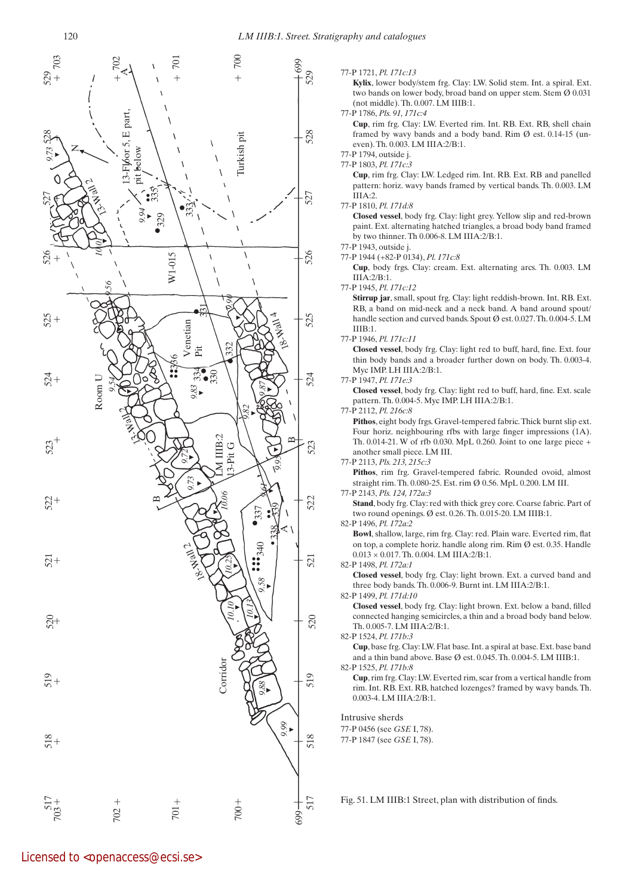77-P 1721, *Pl. 171c:13*

**Kylix**, lower body/stem frg. Clay: LW. Solid stem. Int. a spiral. Ext. two bands on lower body, broad band on upper stem. Stem Ø 0.031 (not middle). Th. 0.007. LM IIIB:1.

77-P 1786, *Pls. 91, 171c:4*

**Cup**, rim frg. Clay: LW. Everted rim. Int. RB. Ext. RB, shell chain framed by wavy bands and a body band. Rim Ø est. 0.14-15 (uneven). Th. 0.003. LM IIIA:2/B:1.

77-P 1794, outside j.

77-P 1803, *Pl. 171c:3*

**Cup**, rim frg. Clay: LW. Ledged rim. Int. RB. Ext. RB and panelled pattern: horiz. wavy bands framed by vertical bands. Th. 0.003. LM IIIA:2.

77-P 1810, *Pl. 171d:8*

**Closed vessel**, body frg. Clay: light grey. Yellow slip and red-brown paint. Ext. alternating hatched triangles, a broad body band framed by two thinner. Th 0.006-8. LM IIIA:2/B:1.

77-P 1943, outside j.

77-P 1944 (+82-P 0134), *Pl. 171c:8*

**Cup**, body frgs. Clay: cream. Ext. alternating arcs. Th. 0.003. LM IIIA:2/B:1.

77-P 1945, *Pl. 171c:12*

**Stirrup jar**, small, spout frg. Clay: light reddish-brown. Int. RB. Ext. RB, a band on mid-neck and a neck band. A band around spout/handle section and curved bands. Spout Ø est. 0.027. Th. 0.004-5. LM IIIB:1.

77-P 1946, *Pl. 171c:11*

**Closed vessel**, body frg. Clay: light red to buff, hard, fine. Ext. four thin body bands and a broader further down on body. Th. 0.003-4. Myc IMP. LH IIIA:2/B:1.

77-P 1947, *Pl. 171e:3*

**Closed vessel**, body frg. Clay: light red to buff, hard, fine. Ext. scale pattern. Th. 0.004-5. Myc IMP. LH IIIA:2/B:1.

77-P 2112, *Pl. 216c:8*

**Pithos**, eight body frgs. Gravel-tempered fabric. Thick burnt slip ext. Four horiz. neighbouring rfbs with large finger impressions (1A). Th. 0.014-21. W of rfb 0.030. MpL 0.260. Joint to one large piece + another small piece. LM III.

77-P 2113, *Pls. 213, 215c:3*

**Pithos**, rim frg. Gravel-tempered fabric. Rounded ovoid, almost straight rim. Th. 0.080-25. Est. rim Ø 0.56. MpL 0.200. LM III.

77-P 2143, *Pls. 124, 172a:3*

**Stand**, body frg. Clay: red with thick grey core. Coarse fabric. Part of two round openings. Ø est. 0.26. Th. 0.015-20. LM IIIB:1.

82-P 1496, *Pl. 172a:2*

**Bowl**, shallow, large, rim frg. Clay: red. Plain ware. Everted rim, flat on top, a complete horiz. handle along rim. Rim Ø est. 0.35. Handle 0.013 × 0.017. Th. 0.004. LM IIIA:2/B:1.

82-P 1498, *Pl. 172a:1*

**Closed vessel**, body frg. Clay: light brown. Ext. a curved band and three body bands. Th. 0.006-9. Burnt int. LM IIIA:2/B:1.

82-P 1499, *Pl. 171d:10*

**Closed vessel**, body frg. Clay: light brown. Ext. below a band, filled connected hanging semicircles, a thin and a broad body band below. Th. 0.005-7. LM IIIA:2/B:1.

82-P 1524, *Pl. 171b:3*

**Cup**, base frg. Clay: LW. Flat base. Int. a spiral at base. Ext. base band and a thin band above. Base Ø est. 0.045. Th. 0.004-5. LM IIIB:1.

82-P 1525, *Pl. 171b:8*

**Cup**, rim frg. Clay: LW. Everted rim, scar from a vertical handle from rim. Int. RB. Ext. RB, hatched lozenges? framed by wavy bands. Th. 0.003-4. LM IIIA:2/B:1.

Intrusive sherds

77-P 0456 (see *GSE* I, 78).

77-P 1847 (see *GSE* I, 78).

Fig. 51. LM IIIB:1 Street, plan with distribution of finds.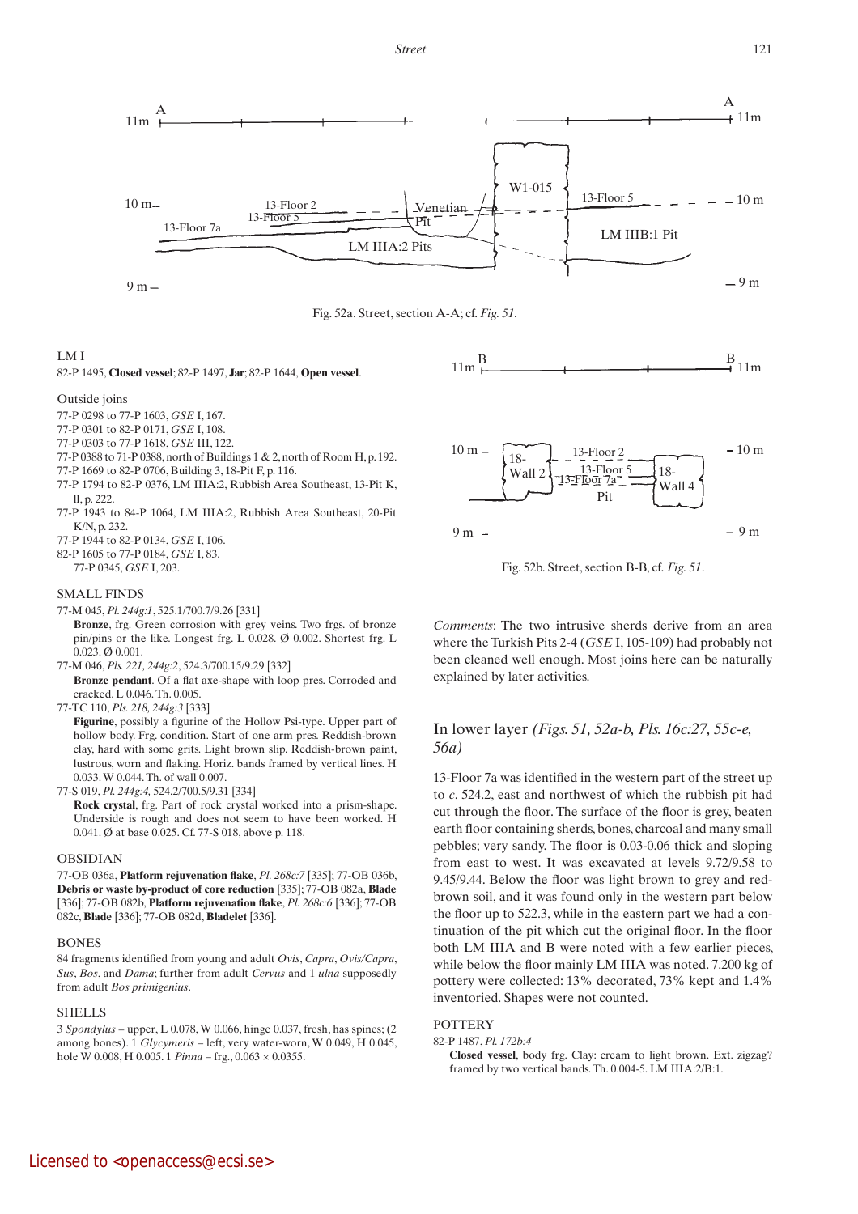Fig. 52a. Street, section A-A; cf. *Fig. 51*.

LM I

82-P 1495, **Closed vessel**; 82-P 1497, **Jar**; 82-P 1644, **Open vessel**.

Outside joins

77-P 0298 to 77-P 1603, *GSE* I, 167.
77-P 0301 to 82-P 0171, *GSE* I, 108.
77-P 0303 to 77-P 1618, *GSE* III, 122.
77-P 0388 to 71-P 0388, north of Buildings 1 & 2, north of Room H, p. 192.
77-P 1669 to 82-P 0706, Building 3, 18-Pit F, p. 116.
77-P 1794 to 82-P 0376, LM IIIA:2, Rubbish Area Southeast, 13-Pit K, ll, p. 222.
77-P 1943 to 84-P 1064, LM IIIA:2, Rubbish Area Southeast, 20-Pit K/N, p. 232.
77-P 1944 to 82-P 0134, *GSE* I, 106.
82-P 1605 to 77-P 0184, *GSE* I, 83.
77-P 0345, *GSE* I, 203.

SMALL FINDS

77-M 045, *Pl. 244g:1*, 525.1/700.7/9.26 [331]
**Bronze**, frg. Green corrosion with grey veins. Two frgs. of bronze pin/pins or the like. Longest frg. L 0.028. Ø 0.002. Shortest frg. L 0.023. Ø 0.001.

77-M 046, *Pls. 221, 244g:2*, 524.3/700.15/9.29 [332]
**Bronze pendant**. Of a flat axe-shape with loop pres. Corroded and cracked. L 0.046. Th. 0.005.

77-TC 110, *Pls. 218, 244g:3* [333]
**Figurine**, possibly a figurine of the Hollow Psi-type. Upper part of hollow body. Frg. condition. Start of one arm pres. Reddish-brown clay, hard with some grits. Light brown slip. Reddish-brown paint, lustrous, worn and flaking. Horiz. bands framed by vertical lines. H 0.033. W 0.044. Th. of wall 0.007.

77-S 019, *Pl. 244g:4*, 524.2/700.5/9.31 [334]
**Rock crystal**, frg. Part of rock crystal worked into a prism-shape. Underside is rough and does not seem to have been worked. H 0.041. Ø at base 0.025. Cf. 77-S 018, above p. 118.

OBSIDIAN

77-OB 036a, **Platform rejuvenation flake**, *Pl. 268c:7* [335]; 77-OB 036b, **Debris or waste by-product of core reduction** [335]; 77-OB 082a, **Blade** [336]; 77-OB 082b, **Platform rejuvenation flake**, *Pl. 268c:6* [336]; 77-OB 082c, **Blade** [336]; 77-OB 082d, **Bladelet** [336].

BONES

84 fragments identified from young and adult *Ovis*, *Capra*, *Ovis/Capra*, *Sus*, *Bos*, and *Dama*; further from adult *Cervus* and 1 *ulna* supposedly from adult *Bos primigenius*.

SHELLS

3 *Spondylus* – upper, L 0.078, W 0.066, hinge 0.037, fresh, has spines; (2 among bones). 1 *Glycymeris* – left, very water-worn, W 0.049, H 0.045, hole W 0.008, H 0.005. 1 *Pinna* – frg., 0.063 × 0.0355.

Fig. 52b. Street, section B-B, cf. *Fig. 51*.

*Comments*: The two intrusive sherds derive from an area where the Turkish Pits 2-4 (*GSE* I, 105-109) had probably not been cleaned well enough. Most joins here can be naturally explained by later activities.

## In lower layer *(Figs. 51, 52a-b, Pls. 16c:27, 55c-e, 56a)*

13-Floor 7a was identified in the western part of the street up to *c*. 524.2, east and northwest of which the rubbish pit had cut through the floor. The surface of the floor is grey, beaten earth floor containing sherds, bones, charcoal and many small pebbles; very sandy. The floor is 0.03-0.06 thick and sloping from east to west. It was excavated at levels 9.72/9.58 to 9.45/9.44. Below the floor was light brown to grey and red-brown soil, and it was found only in the western part below the floor up to 522.3, while in the eastern part we had a continuation of the pit which cut the original floor. In the floor both LM IIIA and B were noted with a few earlier pieces, while below the floor mainly LM IIIA was noted. 7.200 kg of pottery were collected: 13% decorated, 73% kept and 1.4% inventoried. Shapes were not counted.

POTTERY

82-P 1487, *Pl. 172b:4*
**Closed vessel**, body frg. Clay: cream to light brown. Ext. zigzag? framed by two vertical bands. Th. 0.004-5. LM IIIA:2/B:1.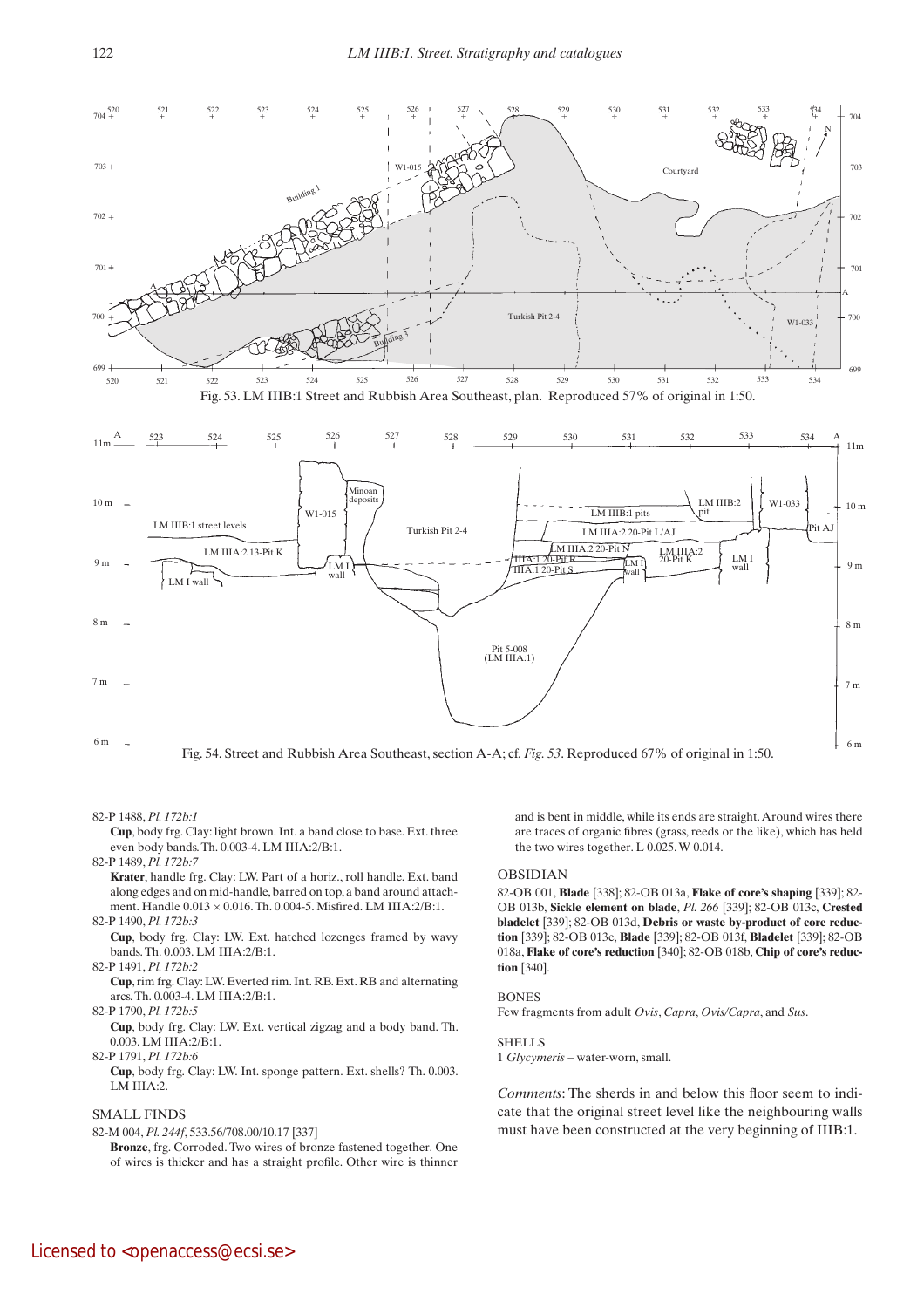Fig. 53. LM IIIB:1 Street and Rubbish Area Southeast, plan. Reproduced 57% of original in 1:50.

Fig. 54. Street and Rubbish Area Southeast, section A-A; cf. *Fig. 53*. Reproduced 67% of original in 1:50.

82-P 1488, *Pl. 172b:1*
**Cup**, body frg. Clay: light brown. Int. a band close to base. Ext. three even body bands. Th. 0.003-4. LM IIIA:2/B:1.

82-P 1489, *Pl. 172b:7*
**Krater**, handle frg. Clay: LW. Part of a horiz., roll handle. Ext. band along edges and on mid-handle, barred on top, a band around attachment. Handle 0.013 × 0.016. Th. 0.004-5. Misfired. LM IIIA:2/B:1.

82-P 1490, *Pl. 172b:3*
**Cup**, body frg. Clay: LW. Ext. hatched lozenges framed by wavy bands. Th. 0.003. LM IIIA:2/B:1.

82-P 1491, *Pl. 172b:2*
**Cup**, rim frg. Clay: LW. Everted rim. Int. RB. Ext. RB and alternating arcs. Th. 0.003-4. LM IIIA:2/B:1.

82-P 1790, *Pl. 172b:5*
**Cup**, body frg. Clay: LW. Ext. vertical zigzag and a body band. Th. 0.003. LM IIIA:2/B:1.

82-P 1791, *Pl. 172b:6*
**Cup**, body frg. Clay: LW. Int. sponge pattern. Ext. shells? Th. 0.003. LM IIIA:2.

## SMALL FINDS

82-M 004, *Pl. 244f*, 533.56/708.00/10.17 [337]
**Bronze**, frg. Corroded. Two wires of bronze fastened together. One of wires is thicker and has a straight profile. Other wire is thinner and is bent in middle, while its ends are straight. Around wires there are traces of organic fibres (grass, reeds or the like), which has held the two wires together. L 0.025. W 0.014.

## OBSIDIAN

82-OB 001, **Blade** [338]; 82-OB 013a, **Flake of core's shaping** [339]; 82-OB 013b, **Sickle element on blade**, *Pl. 266* [339]; 82-OB 013c, **Crested bladelet** [339]; 82-OB 013d, **Debris or waste by-product of core reduction** [339]; 82-OB 013e, **Blade** [339]; 82-OB 013f, **Bladelet** [339]; 82-OB 018a, **Flake of core's reduction** [340]; 82-OB 018b, **Chip of core's reduction** [340].

## BONES

Few fragments from adult *Ovis*, *Capra*, *Ovis/Capra*, and *Sus*.

## SHELLS

1 *Glycymeris* – water-worn, small.

*Comments*: The sherds in and below this floor seem to indicate that the original street level like the neighbouring walls must have been constructed at the very beginning of IIIB:1.